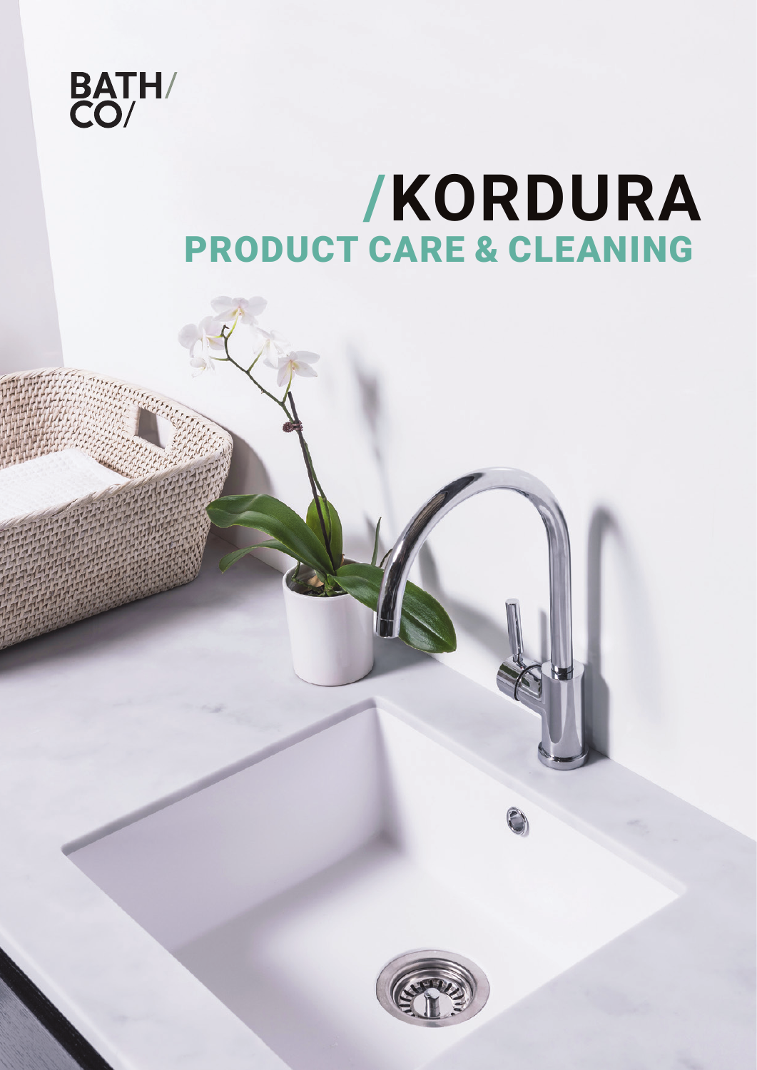BATH/
CO/

# /KORDURA

## PRODUCT CARE & CLEANING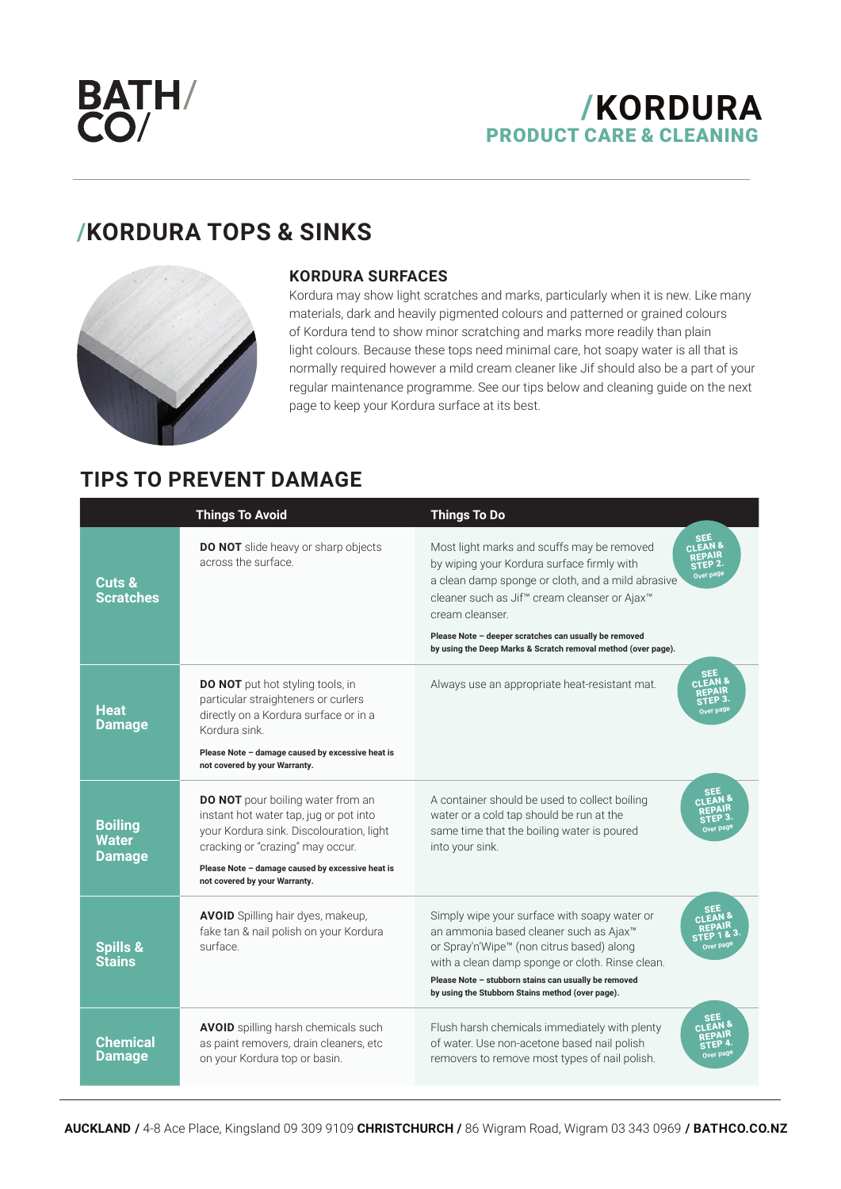BATH/
CO/

# /KORDURA
## PRODUCT CARE & CLEANING

## /KORDURA TOPS & SINKS

### KORDURA SURFACES

Kordura may show light scratches and marks, particularly when it is new. Like many materials, dark and heavily pigmented colours and patterned or grained colours of Kordura tend to show minor scratching and marks more readily than plain light colours. Because these tops need minimal care, hot soapy water is all that is normally required however a mild cream cleaner like Jif should also be a part of your regular maintenance programme. See our tips below and cleaning guide on the next page to keep your Kordura surface at its best.

## TIPS TO PREVENT DAMAGE

| | Things To Avoid | Things To Do | |
|---|---|---|---|
| **Cuts & Scratches** | **DO NOT** slide heavy or sharp objects across the surface. | Most light marks and scuffs may be removed by wiping your Kordura surface firmly with a clean damp sponge or cloth, and a mild abrasive cleaner such as Jif™ cream cleanser or Ajax™ cream cleanser. **Please Note – deeper scratches can usually be removed by using the Deep Marks & Scratch removal method (over page).** | SEE CLEAN & REPAIR STEP 2. Over page |
| **Heat Damage** | **DO NOT** put hot styling tools, in particular straighteners or curlers directly on a Kordura surface or in a Kordura sink. **Please Note – damage caused by excessive heat is not covered by your Warranty.** | Always use an appropriate heat-resistant mat. | SEE CLEAN & REPAIR STEP 3. Over page |
| **Boiling Water Damage** | **DO NOT** pour boiling water from an instant hot water tap, jug or pot into your Kordura sink. Discolouration, light cracking or "crazing" may occur. **Please Note – damage caused by excessive heat is not covered by your Warranty.** | A container should be used to collect boiling water or a cold tap should be run at the same time that the boiling water is poured into your sink. | SEE CLEAN & REPAIR STEP 3. Over page |
| **Spills & Stains** | **AVOID** Spilling hair dyes, makeup, fake tan & nail polish on your Kordura surface. | Simply wipe your surface with soapy water or an ammonia based cleaner such as Ajax™ or Spray'n'Wipe™ (non citrus based) along with a clean damp sponge or cloth. Rinse clean. **Please Note – stubborn stains can usually be removed by using the Stubborn Stains method (over page).** | SEE CLEAN & REPAIR STEP 1 & 3. Over page |
| **Chemical Damage** | **AVOID** spilling harsh chemicals such as paint removers, drain cleaners, etc on your Kordura top or basin. | Flush harsh chemicals immediately with plenty of water. Use non-acetone based nail polish removers to remove most types of nail polish. | SEE CLEAN & REPAIR STEP 4. Over page |

**AUCKLAND /** 4-8 Ace Place, Kingsland 09 309 9109 **CHRISTCHURCH /** 86 Wigram Road, Wigram 03 343 0969 **/ BATHCO.CO.NZ**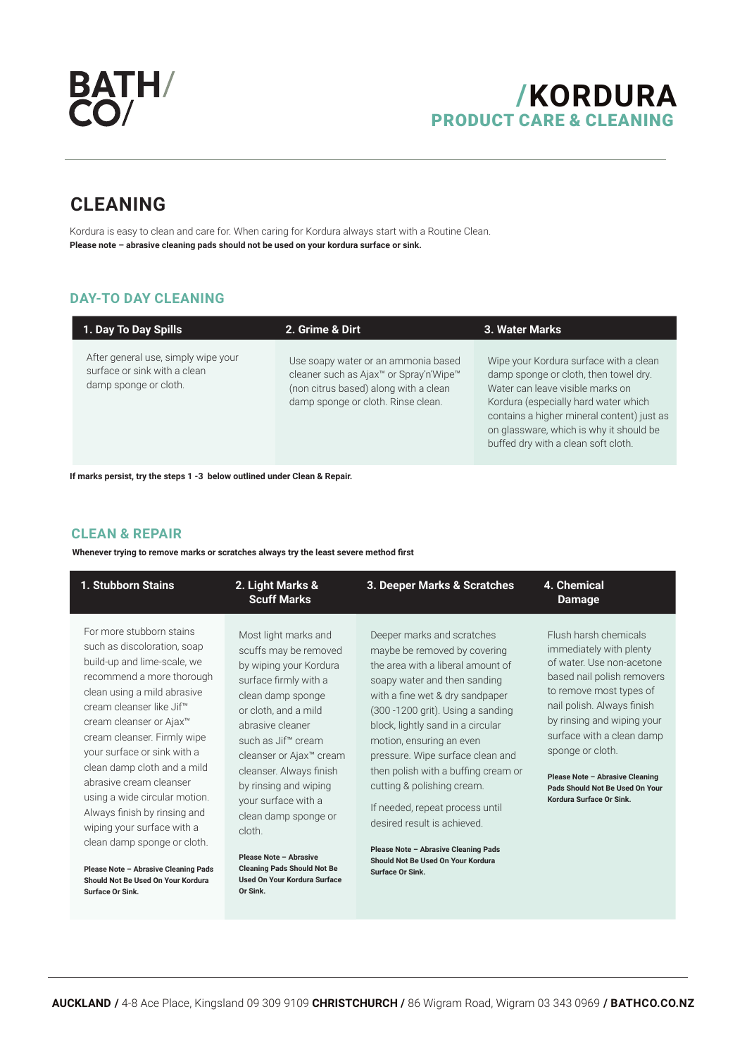BATH/
CO/

# /KORDURA
## PRODUCT CARE & CLEANING

## CLEANING

Kordura is easy to clean and care for. When caring for Kordura always start with a Routine Clean.
**Please note – abrasive cleaning pads should not be used on your kordura surface or sink.**

### DAY-TO DAY CLEANING

| 1. Day To Day Spills | 2. Grime & Dirt | 3. Water Marks |
|---|---|---|
| After general use, simply wipe your surface or sink with a clean damp sponge or cloth. | Use soapy water or an ammonia based cleaner such as Ajax™ or Spray'n'Wipe™ (non citrus based) along with a clean damp sponge or cloth. Rinse clean. | Wipe your Kordura surface with a clean damp sponge or cloth, then towel dry. Water can leave visible marks on Kordura (especially hard water which contains a higher mineral content) just as on glassware, which is why it should be buffed dry with a clean soft cloth. |

**If marks persist, try the steps 1 -3 below outlined under Clean & Repair.**

### CLEAN & REPAIR

**Whenever trying to remove marks or scratches always try the least severe method first**

| 1. Stubborn Stains | 2. Light Marks & Scuff Marks | 3. Deeper Marks & Scratches | 4. Chemical Damage |
|---|---|---|---|
| For more stubborn stains such as discoloration, soap build-up and lime-scale, we recommend a more thorough clean using a mild abrasive cream cleanser like Jif™ cream cleanser or Ajax™ cream cleanser. Firmly wipe your surface or sink with a clean damp cloth and a mild abrasive cream cleanser using a wide circular motion. Always finish by rinsing and wiping your surface with a clean damp sponge or cloth. **Please Note – Abrasive Cleaning Pads Should Not Be Used On Your Kordura Surface Or Sink.** | Most light marks and scuffs may be removed by wiping your Kordura surface firmly with a clean damp sponge or cloth, and a mild abrasive cleaner such as Jif™ cream cleanser or Ajax™ cream cleanser. Always finish by rinsing and wiping your surface with a clean damp sponge or cloth. **Please Note – Abrasive Cleaning Pads Should Not Be Used On Your Kordura Surface Or Sink.** | Deeper marks and scratches maybe be removed by covering the area with a liberal amount of soapy water and then sanding with a fine wet & dry sandpaper (300 -1200 grit). Using a sanding block, lightly sand in a circular motion, ensuring an even pressure. Wipe surface clean and then polish with a buffing cream or cutting & polishing cream. If needed, repeat process until desired result is achieved. **Please Note – Abrasive Cleaning Pads Should Not Be Used On Your Kordura Surface Or Sink.** | Flush harsh chemicals immediately with plenty of water. Use non-acetone based nail polish removers to remove most types of nail polish. Always finish by rinsing and wiping your surface with a clean damp sponge or cloth. **Please Note – Abrasive Cleaning Pads Should Not Be Used On Your Kordura Surface Or Sink.** |

**AUCKLAND /** 4-8 Ace Place, Kingsland 09 309 9109 **CHRISTCHURCH /** 86 Wigram Road, Wigram 03 343 0969 **/ BATHCO.CO.NZ**